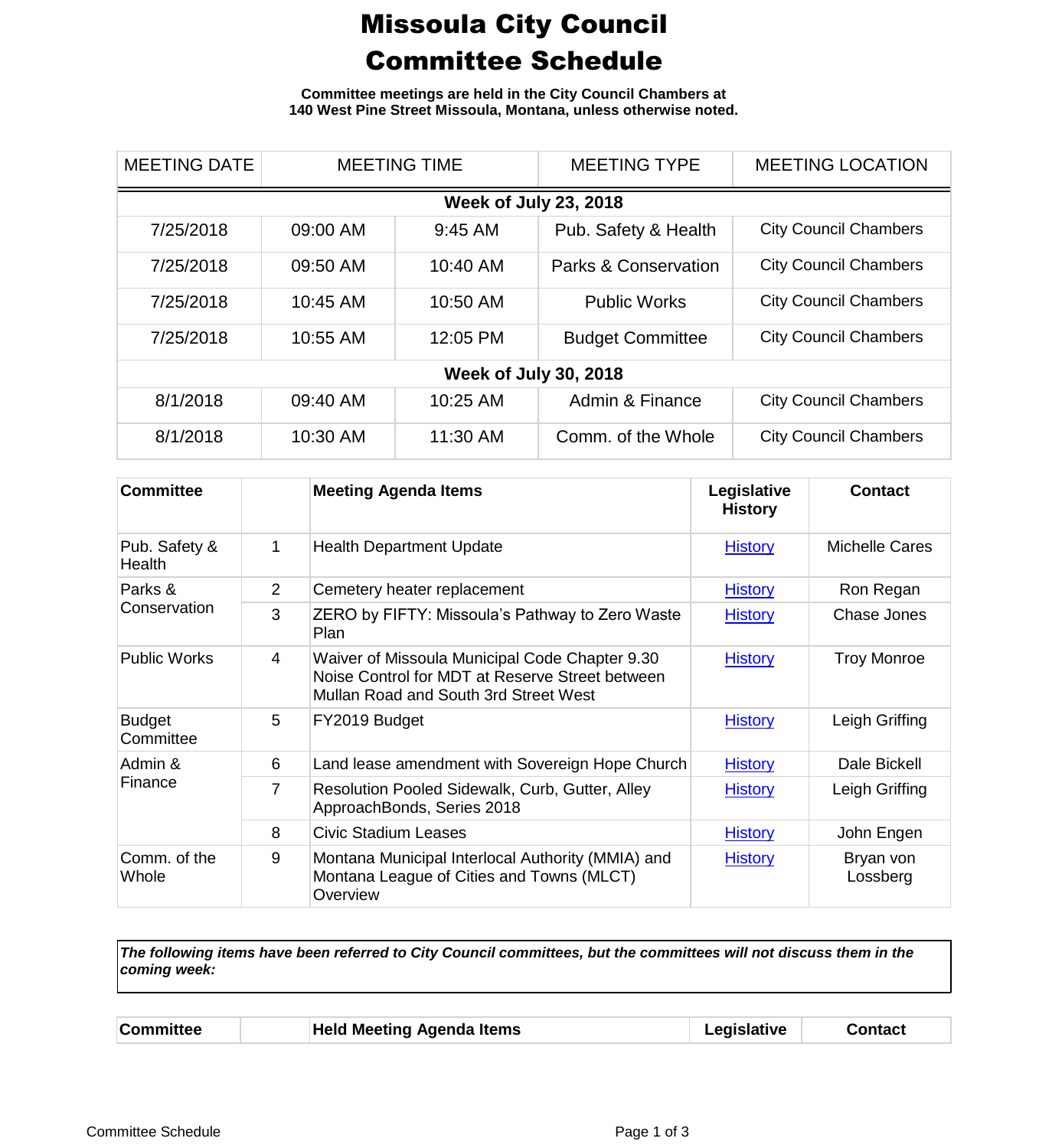# Missoula City Council Committee Schedule

**Committee meetings are held in the City Council Chambers at 140 West Pine Street Missoula, Montana, unless otherwise noted.**

| MEETING DATE | MEETING TIME | | MEETING TYPE | MEETING LOCATION |
|---|---|---|---|---|
| **Week of July 23, 2018** | | | | |
| 7/25/2018 | 09:00 AM | 9:45 AM | Pub. Safety & Health | City Council Chambers |
| 7/25/2018 | 09:50 AM | 10:40 AM | Parks & Conservation | City Council Chambers |
| 7/25/2018 | 10:45 AM | 10:50 AM | Public Works | City Council Chambers |
| 7/25/2018 | 10:55 AM | 12:05 PM | Budget Committee | City Council Chambers |
| **Week of July 30, 2018** | | | | |
| 8/1/2018 | 09:40 AM | 10:25 AM | Admin & Finance | City Council Chambers |
| 8/1/2018 | 10:30 AM | 11:30 AM | Comm. of the Whole | City Council Chambers |

| Committee | | Meeting Agenda Items | Legislative History | Contact |
|---|---|---|---|---|
| Pub. Safety & Health | 1 | Health Department Update | History | Michelle Cares |
| Parks & Conservation | 2 | Cemetery heater replacement | History | Ron Regan |
| | 3 | ZERO by FIFTY: Missoula's Pathway to Zero Waste Plan | History | Chase Jones |
| Public Works | 4 | Waiver of Missoula Municipal Code Chapter 9.30 Noise Control for MDT at Reserve Street between Mullan Road and South 3rd Street West | History | Troy Monroe |
| Budget Committee | 5 | FY2019 Budget | History | Leigh Griffing |
| Admin & Finance | 6 | Land lease amendment with Sovereign Hope Church | History | Dale Bickell |
| | 7 | Resolution Pooled Sidewalk, Curb, Gutter, Alley ApproachBonds, Series 2018 | History | Leigh Griffing |
| | 8 | Civic Stadium Leases | History | John Engen |
| Comm. of the Whole | 9 | Montana Municipal Interlocal Authority (MMIA) and Montana League of Cities and Towns (MLCT) Overview | History | Bryan von Lossberg |

***The following items have been referred to City Council committees, but the committees will not discuss them in the coming week:***

| Committee | | Held Meeting Agenda Items | Legislative | Contact |
|---|---|---|---|---|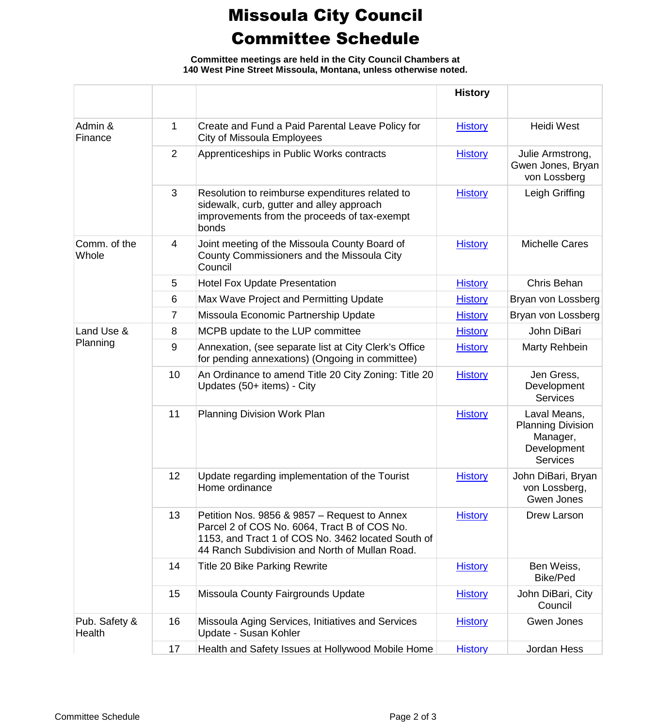# Missoula City Council
# Committee Schedule

**Committee meetings are held in the City Council Chambers at 140 West Pine Street Missoula, Montana, unless otherwise noted.**

| | | | History | |
|---|---|---|---|---|
| Admin & Finance | 1 | Create and Fund a Paid Parental Leave Policy for City of Missoula Employees | History | Heidi West |
| | 2 | Apprenticeships in Public Works contracts | History | Julie Armstrong, Gwen Jones, Bryan von Lossberg |
| | 3 | Resolution to reimburse expenditures related to sidewalk, curb, gutter and alley approach improvements from the proceeds of tax-exempt bonds | History | Leigh Griffing |
| Comm. of the Whole | 4 | Joint meeting of the Missoula County Board of County Commissioners and the Missoula City Council | History | Michelle Cares |
| | 5 | Hotel Fox Update Presentation | History | Chris Behan |
| | 6 | Max Wave Project and Permitting Update | History | Bryan von Lossberg |
| | 7 | Missoula Economic Partnership Update | History | Bryan von Lossberg |
| Land Use & Planning | 8 | MCPB update to the LUP committee | History | John DiBari |
| | 9 | Annexation, (see separate list at City Clerk's Office for pending annexations) (Ongoing in committee) | History | Marty Rehbein |
| | 10 | An Ordinance to amend Title 20 City Zoning: Title 20 Updates (50+ items) - City | History | Jen Gress, Development Services |
| | 11 | Planning Division Work Plan | History | Laval Means, Planning Division Manager, Development Services |
| | 12 | Update regarding implementation of the Tourist Home ordinance | History | John DiBari, Bryan von Lossberg, Gwen Jones |
| | 13 | Petition Nos. 9856 & 9857 – Request to Annex Parcel 2 of COS No. 6064, Tract B of COS No. 1153, and Tract 1 of COS No. 3462 located South of 44 Ranch Subdivision and North of Mullan Road. | History | Drew Larson |
| | 14 | Title 20 Bike Parking Rewrite | History | Ben Weiss, Bike/Ped |
| | 15 | Missoula County Fairgrounds Update | History | John DiBari, City Council |
| Pub. Safety & Health | 16 | Missoula Aging Services, Initiatives and Services Update - Susan Kohler | History | Gwen Jones |
| | 17 | Health and Safety Issues at Hollywood Mobile Home | History | Jordan Hess |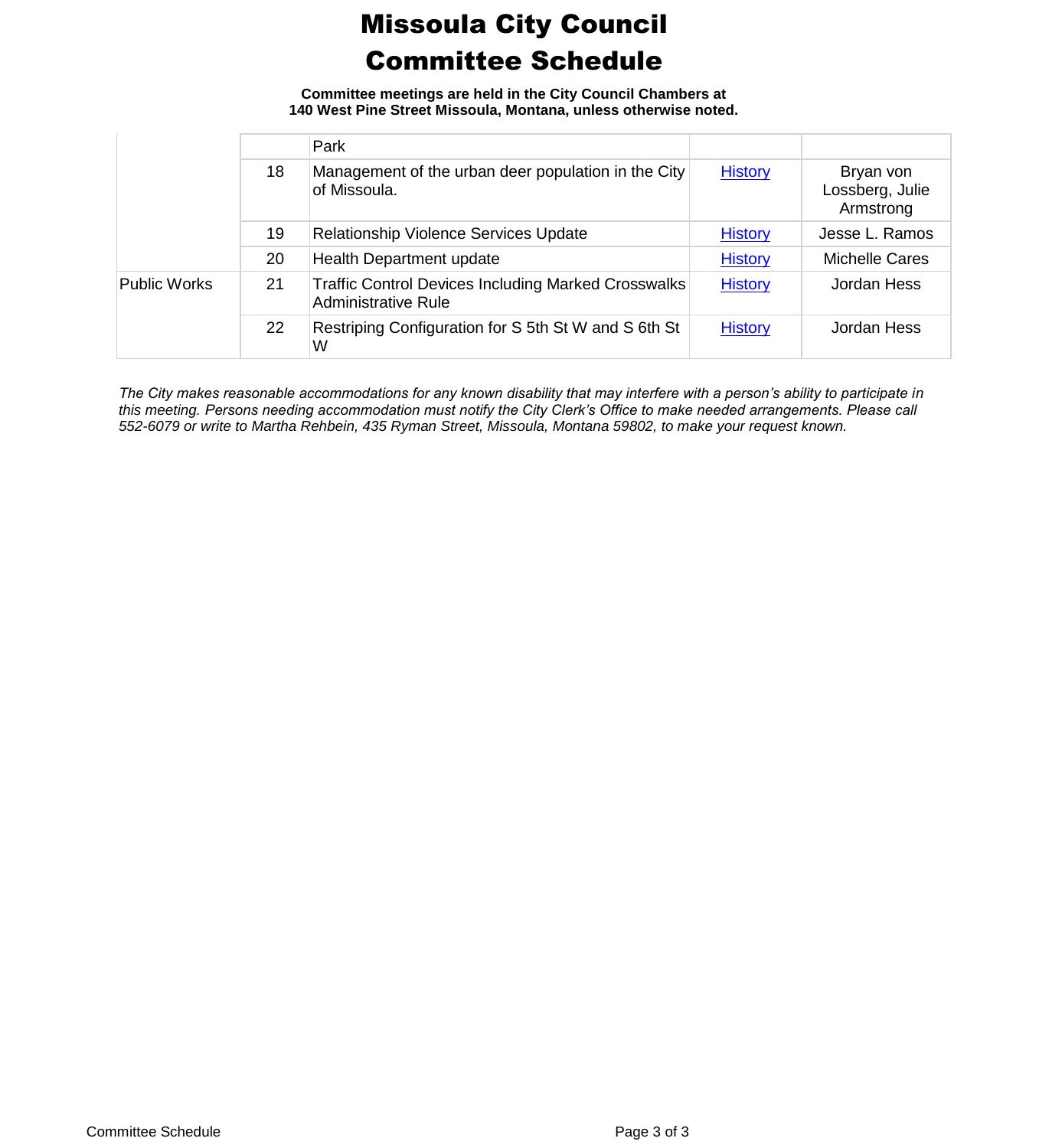# Missoula City Council

# Committee Schedule

**Committee meetings are held in the City Council Chambers at 140 West Pine Street Missoula, Montana, unless otherwise noted.**

| | | | | |
|---|---|---|---|---|
| | | Park | | |
| | 18 | Management of the urban deer population in the City of Missoula. | History | Bryan von Lossberg, Julie Armstrong |
| | 19 | Relationship Violence Services Update | History | Jesse L. Ramos |
| | 20 | Health Department update | History | Michelle Cares |
| Public Works | 21 | Traffic Control Devices Including Marked Crosswalks Administrative Rule | History | Jordan Hess |
| | 22 | Restriping Configuration for S 5th St W and S 6th St W | History | Jordan Hess |

*The City makes reasonable accommodations for any known disability that may interfere with a person's ability to participate in this meeting. Persons needing accommodation must notify the City Clerk's Office to make needed arrangements. Please call 552-6079 or write to Martha Rehbein, 435 Ryman Street, Missoula, Montana 59802, to make your request known.*